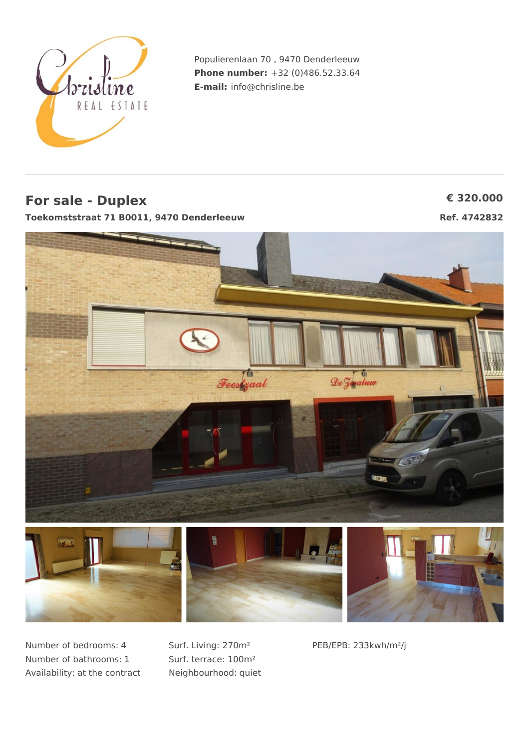Populierenlaan 70 , 9470 Denderleeuw
**Phone number:** +32 (0)486.52.33.64
**E-mail:** info@chrisline.be

## For sale - Duplex

**€ 320.000**

**Toekomststraat 71 B0011, 9470 Denderleeuw**

**Ref. 4742832**

Number of bedrooms: 4
Number of bathrooms: 1
Availability: at the contract

Surf. Living: 270m²
Surf. terrace: 100m²
Neighbourhood: quiet

PEB/EPB: 233kwh/m²/j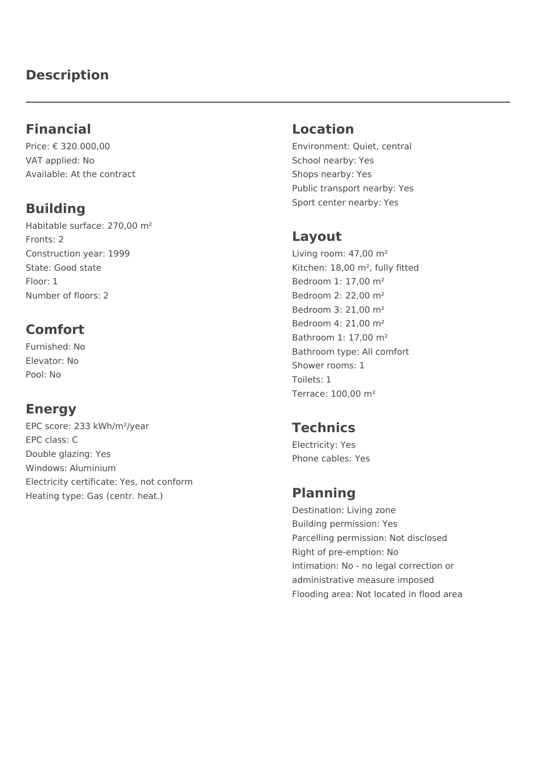## Description

### Financial

Price: € 320.000,00
VAT applied: No
Available: At the contract

### Building

Habitable surface: 270,00 m²
Fronts: 2
Construction year: 1999
State: Good state
Floor: 1
Number of floors: 2

### Comfort

Furnished: No
Elevator: No
Pool: No

### Energy

EPC score: 233 kWh/m²/year
EPC class: C
Double glazing: Yes
Windows: Aluminium
Electricity certificate: Yes, not conform
Heating type: Gas (centr. heat.)

### Location

Environment: Quiet, central
School nearby: Yes
Shops nearby: Yes
Public transport nearby: Yes
Sport center nearby: Yes

### Layout

Living room: 47,00 m²
Kitchen: 18,00 m², fully fitted
Bedroom 1: 17,00 m²
Bedroom 2: 22,00 m²
Bedroom 3: 21,00 m²
Bedroom 4: 21,00 m²
Bathroom 1: 17,00 m²
Bathroom type: All comfort
Shower rooms: 1
Toilets: 1
Terrace: 100,00 m²

### Technics

Electricity: Yes
Phone cables: Yes

### Planning

Destination: Living zone
Building permission: Yes
Parcelling permission: Not disclosed
Right of pre-emption: No
Intimation: No - no legal correction or administrative measure imposed
Flooding area: Not located in flood area